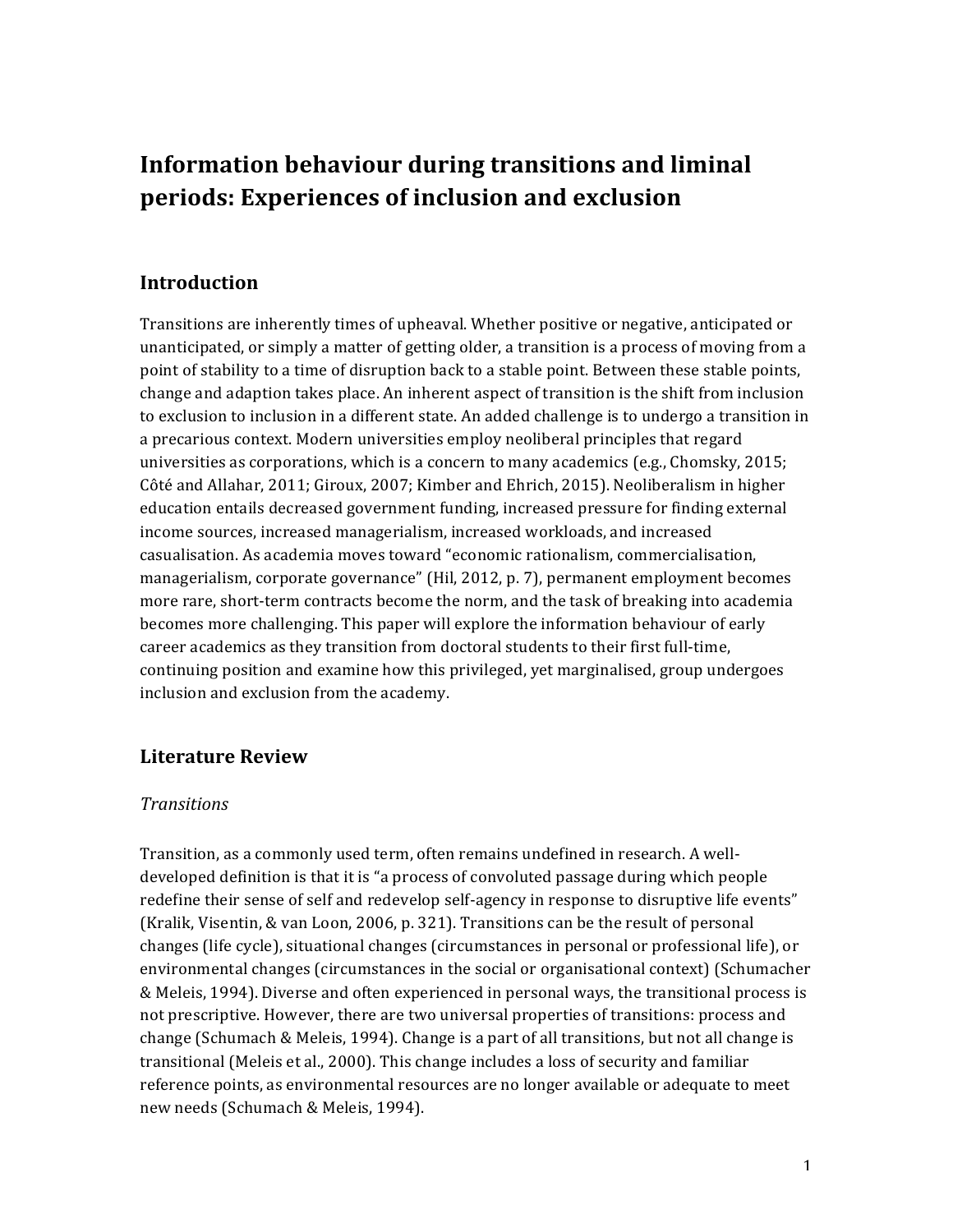# Information behaviour during transitions and liminal periods: Experiences of inclusion and exclusion

## Introduction

Transitions are inherently times of upheaval. Whether positive or negative, anticipated or unanticipated, or simply a matter of getting older, a transition is a process of moving from a point of stability to a time of disruption back to a stable point. Between these stable points, change and adaption takes place. An inherent aspect of transition is the shift from inclusion to exclusion to inclusion in a different state. An added challenge is to undergo a transition in a precarious context. Modern universities employ neoliberal principles that regard universities as corporations, which is a concern to many academics (e.g., Chomsky, 2015; Côté and Allahar, 2011; Giroux, 2007; Kimber and Ehrich, 2015). Neoliberalism in higher education entails decreased government funding, increased pressure for finding external income sources, increased managerialism, increased workloads, and increased casualisation. As academia moves toward "economic rationalism, commercialisation, managerialism, corporate governance" (Hil, 2012, p. 7), permanent employment becomes more rare, short-term contracts become the norm, and the task of breaking into academia becomes more challenging. This paper will explore the information behaviour of early career academics as they transition from doctoral students to their first full-time, continuing position and examine how this privileged, yet marginalised, group undergoes inclusion and exclusion from the academy.

## Literature Review

### *Transitions*

Transition, as a commonly used term, often remains undefined in research. A well-developed definition is that it is "a process of convoluted passage during which people redefine their sense of self and redevelop self-agency in response to disruptive life events" (Kralik, Visentin, & van Loon, 2006, p. 321). Transitions can be the result of personal changes (life cycle), situational changes (circumstances in personal or professional life), or environmental changes (circumstances in the social or organisational context) (Schumacher & Meleis, 1994). Diverse and often experienced in personal ways, the transitional process is not prescriptive. However, there are two universal properties of transitions: process and change (Schumach & Meleis, 1994). Change is a part of all transitions, but not all change is transitional (Meleis et al., 2000). This change includes a loss of security and familiar reference points, as environmental resources are no longer available or adequate to meet new needs (Schumach & Meleis, 1994).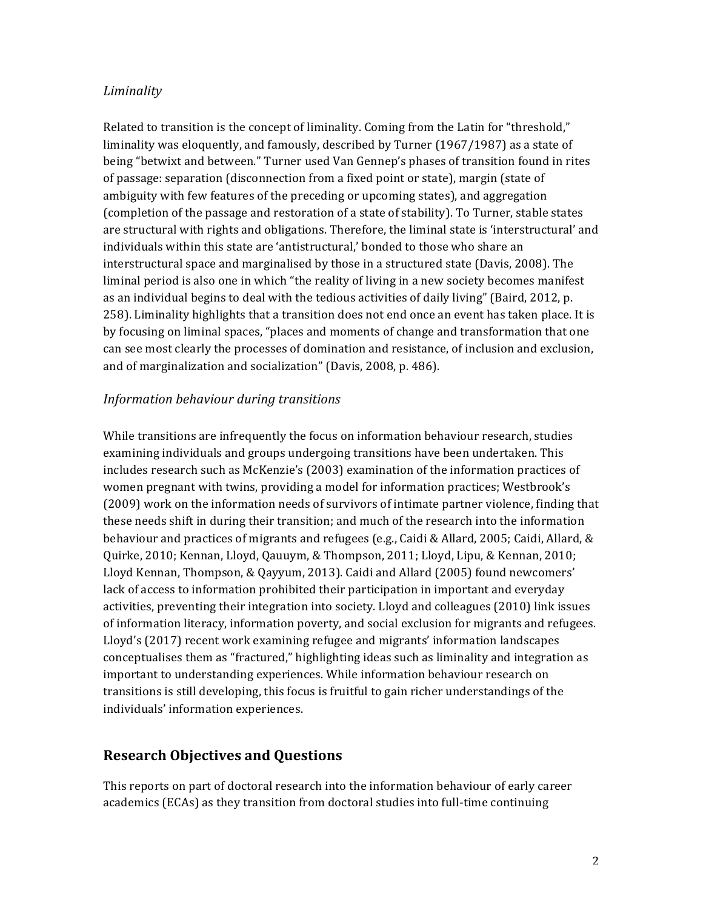### *Liminality*

Related to transition is the concept of liminality. Coming from the Latin for "threshold," liminality was eloquently, and famously, described by Turner (1967/1987) as a state of being "betwixt and between." Turner used Van Gennep's phases of transition found in rites of passage: separation (disconnection from a fixed point or state), margin (state of ambiguity with few features of the preceding or upcoming states), and aggregation (completion of the passage and restoration of a state of stability). To Turner, stable states are structural with rights and obligations. Therefore, the liminal state is 'interstructural' and individuals within this state are 'antistructural,' bonded to those who share an interstructural space and marginalised by those in a structured state (Davis, 2008). The liminal period is also one in which "the reality of living in a new society becomes manifest as an individual begins to deal with the tedious activities of daily living" (Baird, 2012, p. 258). Liminality highlights that a transition does not end once an event has taken place. It is by focusing on liminal spaces, "places and moments of change and transformation that one can see most clearly the processes of domination and resistance, of inclusion and exclusion, and of marginalization and socialization" (Davis, 2008, p. 486).

### *Information behaviour during transitions*

While transitions are infrequently the focus on information behaviour research, studies examining individuals and groups undergoing transitions have been undertaken. This includes research such as McKenzie's (2003) examination of the information practices of women pregnant with twins, providing a model for information practices; Westbrook's (2009) work on the information needs of survivors of intimate partner violence, finding that these needs shift in during their transition; and much of the research into the information behaviour and practices of migrants and refugees (e.g., Caidi & Allard, 2005; Caidi, Allard, & Quirke, 2010; Kennan, Lloyd, Qauuym, & Thompson, 2011; Lloyd, Lipu, & Kennan, 2010; Lloyd Kennan, Thompson, & Qayyum, 2013). Caidi and Allard (2005) found newcomers' lack of access to information prohibited their participation in important and everyday activities, preventing their integration into society. Lloyd and colleagues (2010) link issues of information literacy, information poverty, and social exclusion for migrants and refugees. Lloyd's (2017) recent work examining refugee and migrants' information landscapes conceptualises them as "fractured," highlighting ideas such as liminality and integration as important to understanding experiences. While information behaviour research on transitions is still developing, this focus is fruitful to gain richer understandings of the individuals' information experiences.

## Research Objectives and Questions

This reports on part of doctoral research into the information behaviour of early career academics (ECAs) as they transition from doctoral studies into full-time continuing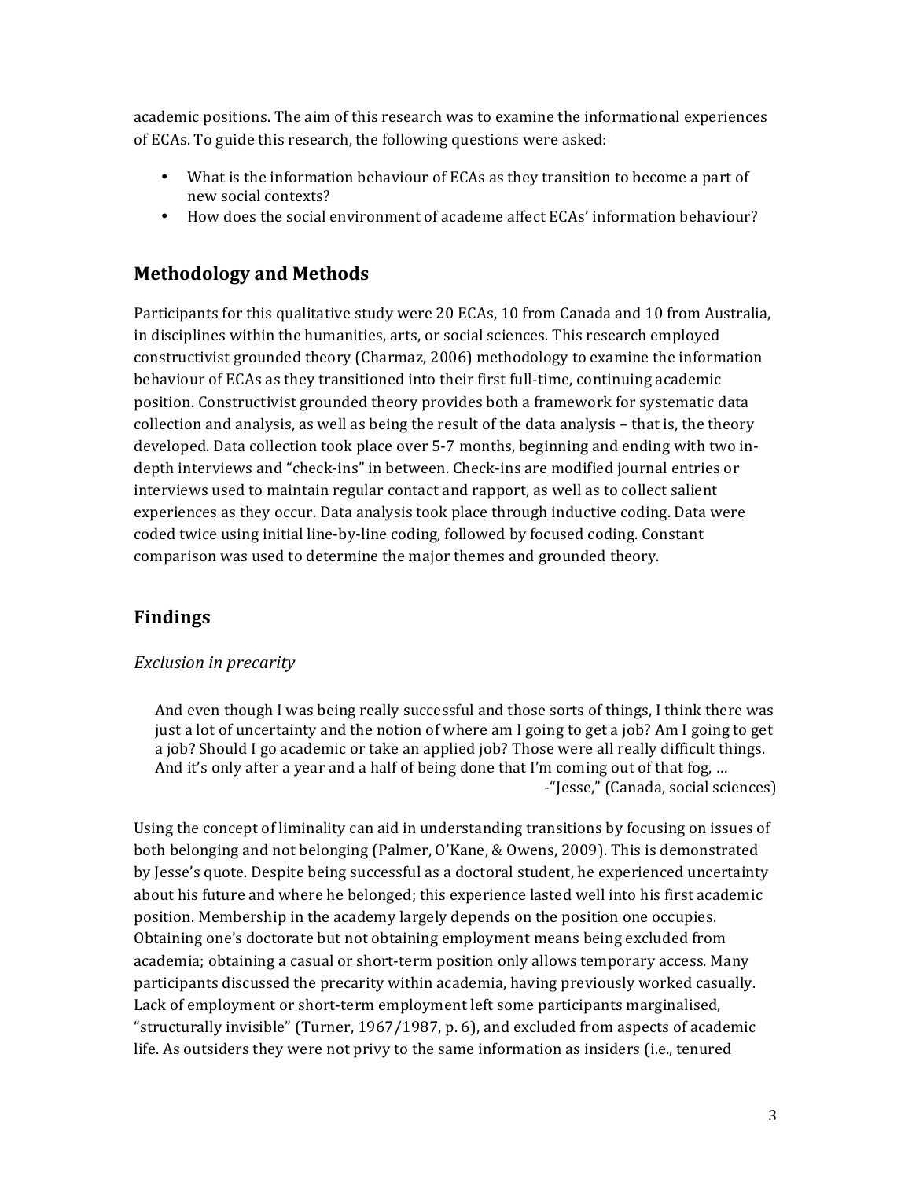academic positions. The aim of this research was to examine the informational experiences of ECAs. To guide this research, the following questions were asked:

- What is the information behaviour of ECAs as they transition to become a part of new social contexts?
- How does the social environment of academe affect ECAs' information behaviour?

## Methodology and Methods

Participants for this qualitative study were 20 ECAs, 10 from Canada and 10 from Australia, in disciplines within the humanities, arts, or social sciences. This research employed constructivist grounded theory (Charmaz, 2006) methodology to examine the information behaviour of ECAs as they transitioned into their first full-time, continuing academic position. Constructivist grounded theory provides both a framework for systematic data collection and analysis, as well as being the result of the data analysis – that is, the theory developed. Data collection took place over 5-7 months, beginning and ending with two in-depth interviews and "check-ins" in between. Check-ins are modified journal entries or interviews used to maintain regular contact and rapport, as well as to collect salient experiences as they occur. Data analysis took place through inductive coding. Data were coded twice using initial line-by-line coding, followed by focused coding. Constant comparison was used to determine the major themes and grounded theory.

## Findings

### *Exclusion in precarity*

> And even though I was being really successful and those sorts of things, I think there was just a lot of uncertainty and the notion of where am I going to get a job? Am I going to get a job? Should I go academic or take an applied job? Those were all really difficult things. And it's only after a year and a half of being done that I'm coming out of that fog, …
>
> -"Jesse," (Canada, social sciences)

Using the concept of liminality can aid in understanding transitions by focusing on issues of both belonging and not belonging (Palmer, O'Kane, & Owens, 2009). This is demonstrated by Jesse's quote. Despite being successful as a doctoral student, he experienced uncertainty about his future and where he belonged; this experience lasted well into his first academic position. Membership in the academy largely depends on the position one occupies. Obtaining one's doctorate but not obtaining employment means being excluded from academia; obtaining a casual or short-term position only allows temporary access. Many participants discussed the precarity within academia, having previously worked casually. Lack of employment or short-term employment left some participants marginalised, "structurally invisible" (Turner, 1967/1987, p. 6), and excluded from aspects of academic life. As outsiders they were not privy to the same information as insiders (i.e., tenured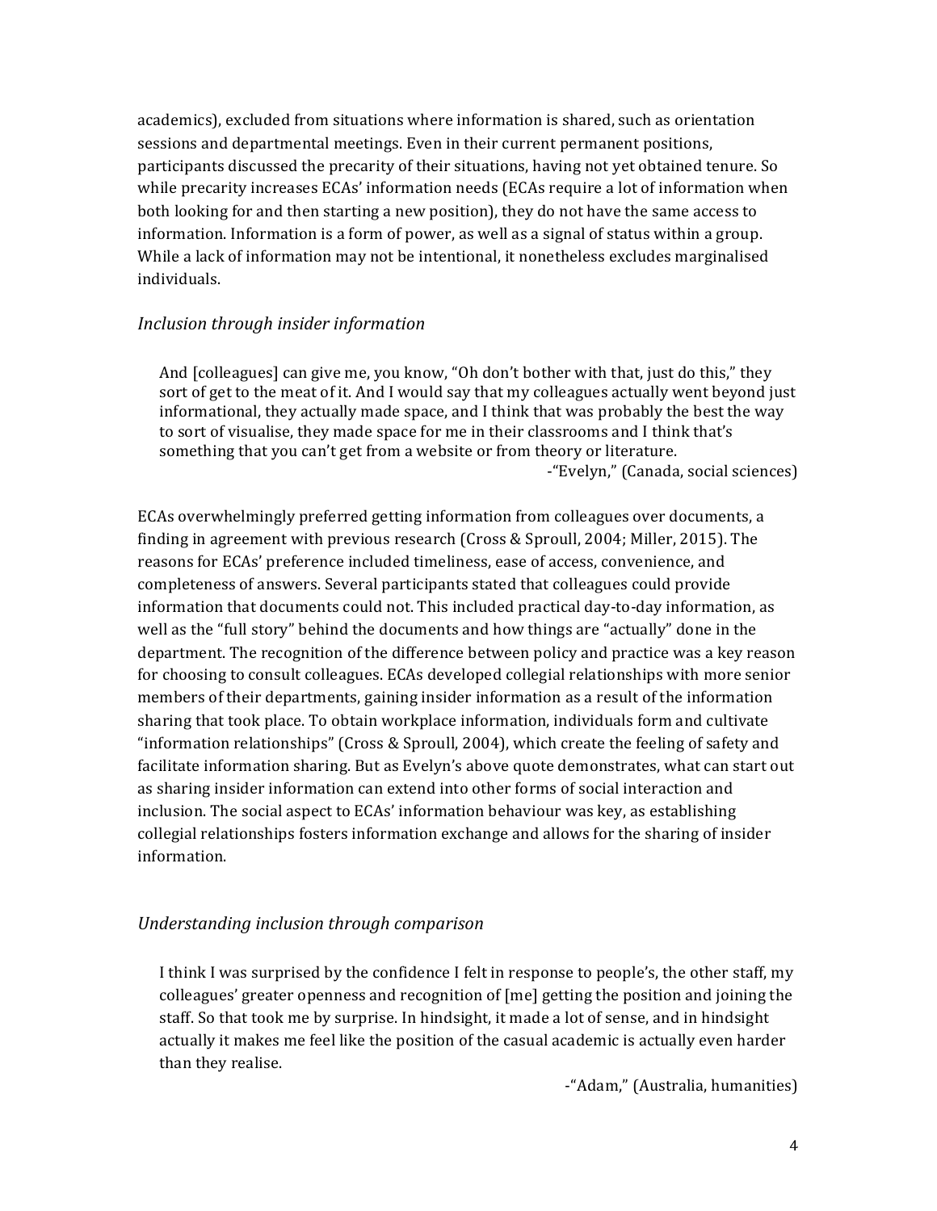academics), excluded from situations where information is shared, such as orientation sessions and departmental meetings. Even in their current permanent positions, participants discussed the precarity of their situations, having not yet obtained tenure. So while precarity increases ECAs' information needs (ECAs require a lot of information when both looking for and then starting a new position), they do not have the same access to information. Information is a form of power, as well as a signal of status within a group. While a lack of information may not be intentional, it nonetheless excludes marginalised individuals.

### *Inclusion through insider information*

> And [colleagues] can give me, you know, "Oh don't bother with that, just do this," they sort of get to the meat of it. And I would say that my colleagues actually went beyond just informational, they actually made space, and I think that was probably the best the way to sort of visualise, they made space for me in their classrooms and I think that's something that you can't get from a website or from theory or literature.
>
> -"Evelyn," (Canada, social sciences)

ECAs overwhelmingly preferred getting information from colleagues over documents, a finding in agreement with previous research (Cross & Sproull, 2004; Miller, 2015). The reasons for ECAs' preference included timeliness, ease of access, convenience, and completeness of answers. Several participants stated that colleagues could provide information that documents could not. This included practical day-to-day information, as well as the "full story" behind the documents and how things are "actually" done in the department. The recognition of the difference between policy and practice was a key reason for choosing to consult colleagues. ECAs developed collegial relationships with more senior members of their departments, gaining insider information as a result of the information sharing that took place. To obtain workplace information, individuals form and cultivate "information relationships" (Cross & Sproull, 2004), which create the feeling of safety and facilitate information sharing. But as Evelyn's above quote demonstrates, what can start out as sharing insider information can extend into other forms of social interaction and inclusion. The social aspect to ECAs' information behaviour was key, as establishing collegial relationships fosters information exchange and allows for the sharing of insider information.

### *Understanding inclusion through comparison*

> I think I was surprised by the confidence I felt in response to people's, the other staff, my colleagues' greater openness and recognition of [me] getting the position and joining the staff. So that took me by surprise. In hindsight, it made a lot of sense, and in hindsight actually it makes me feel like the position of the casual academic is actually even harder than they realise.
>
> -"Adam," (Australia, humanities)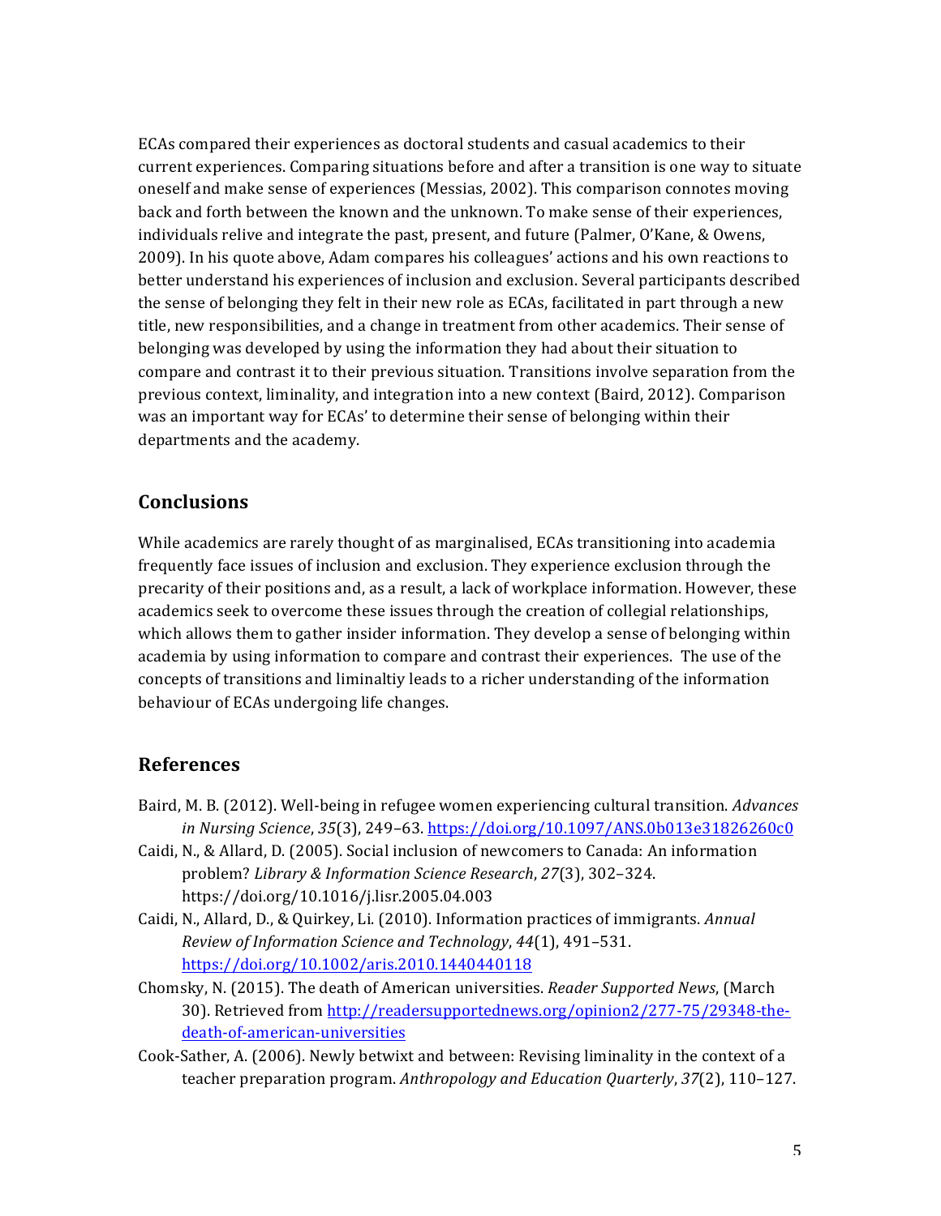ECAs compared their experiences as doctoral students and casual academics to their current experiences. Comparing situations before and after a transition is one way to situate oneself and make sense of experiences (Messias, 2002). This comparison connotes moving back and forth between the known and the unknown. To make sense of their experiences, individuals relive and integrate the past, present, and future (Palmer, O'Kane, & Owens, 2009). In his quote above, Adam compares his colleagues' actions and his own reactions to better understand his experiences of inclusion and exclusion. Several participants described the sense of belonging they felt in their new role as ECAs, facilitated in part through a new title, new responsibilities, and a change in treatment from other academics. Their sense of belonging was developed by using the information they had about their situation to compare and contrast it to their previous situation. Transitions involve separation from the previous context, liminality, and integration into a new context (Baird, 2012). Comparison was an important way for ECAs' to determine their sense of belonging within their departments and the academy.

## Conclusions

While academics are rarely thought of as marginalised, ECAs transitioning into academia frequently face issues of inclusion and exclusion. They experience exclusion through the precarity of their positions and, as a result, a lack of workplace information. However, these academics seek to overcome these issues through the creation of collegial relationships, which allows them to gather insider information. They develop a sense of belonging within academia by using information to compare and contrast their experiences. The use of the concepts of transitions and liminaltiy leads to a richer understanding of the information behaviour of ECAs undergoing life changes.

## References

Baird, M. B. (2012). Well-being in refugee women experiencing cultural transition. *Advances in Nursing Science*, *35*(3), 249–63. https://doi.org/10.1097/ANS.0b013e31826260c0

Caidi, N., & Allard, D. (2005). Social inclusion of newcomers to Canada: An information problem? *Library & Information Science Research*, *27*(3), 302–324. https://doi.org/10.1016/j.lisr.2005.04.003

Caidi, N., Allard, D., & Quirkey, Li. (2010). Information practices of immigrants. *Annual Review of Information Science and Technology*, *44*(1), 491–531. https://doi.org/10.1002/aris.2010.1440440118

Chomsky, N. (2015). The death of American universities. *Reader Supported News*, (March 30). Retrieved from http://readersupportednews.org/opinion2/277-75/29348-the-death-of-american-universities

Cook-Sather, A. (2006). Newly betwixt and between: Revising liminality in the context of a teacher preparation program. *Anthropology and Education Quarterly*, *37*(2), 110–127.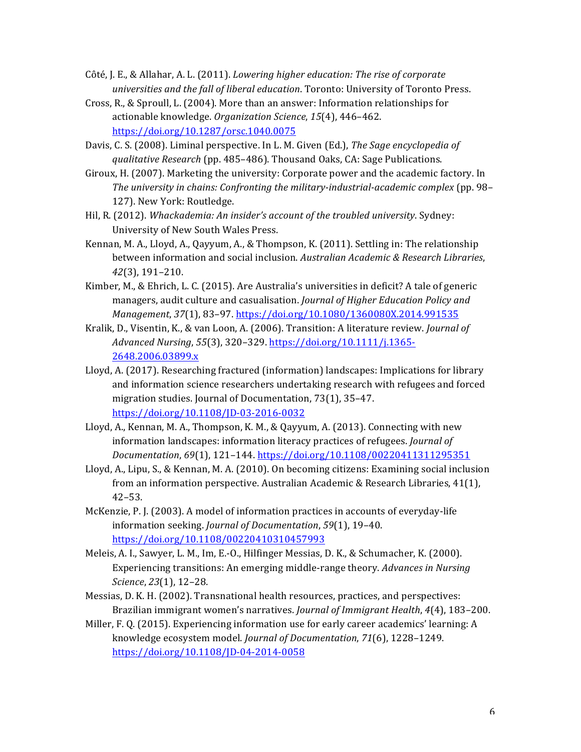Côté, J. E., & Allahar, A. L. (2011). *Lowering higher education: The rise of corporate universities and the fall of liberal education*. Toronto: University of Toronto Press.

Cross, R., & Sproull, L. (2004). More than an answer: Information relationships for actionable knowledge. *Organization Science*, *15*(4), 446–462. https://doi.org/10.1287/orsc.1040.0075

Davis, C. S. (2008). Liminal perspective. In L. M. Given (Ed.), *The Sage encyclopedia of qualitative Research* (pp. 485–486). Thousand Oaks, CA: Sage Publications.

Giroux, H. (2007). Marketing the university: Corporate power and the academic factory. In *The university in chains: Confronting the military-industrial-academic complex* (pp. 98–127). New York: Routledge.

Hil, R. (2012). *Whackademia: An insider's account of the troubled university*. Sydney: University of New South Wales Press.

Kennan, M. A., Lloyd, A., Qayyum, A., & Thompson, K. (2011). Settling in: The relationship between information and social inclusion. *Australian Academic & Research Libraries*, *42*(3), 191–210.

Kimber, M., & Ehrich, L. C. (2015). Are Australia's universities in deficit? A tale of generic managers, audit culture and casualisation. *Journal of Higher Education Policy and Management*, *37*(1), 83–97. https://doi.org/10.1080/1360080X.2014.991535

Kralik, D., Visentin, K., & van Loon, A. (2006). Transition: A literature review. *Journal of Advanced Nursing*, *55*(3), 320–329. https://doi.org/10.1111/j.1365-2648.2006.03899.x

Lloyd, A. (2017). Researching fractured (information) landscapes: Implications for library and information science researchers undertaking research with refugees and forced migration studies. Journal of Documentation, 73(1), 35–47. https://doi.org/10.1108/JD-03-2016-0032

Lloyd, A., Kennan, M. A., Thompson, K. M., & Qayyum, A. (2013). Connecting with new information landscapes: information literacy practices of refugees. *Journal of Documentation*, *69*(1), 121–144. https://doi.org/10.1108/00220411311295351

Lloyd, A., Lipu, S., & Kennan, M. A. (2010). On becoming citizens: Examining social inclusion from an information perspective. Australian Academic & Research Libraries, 41(1), 42–53.

McKenzie, P. J. (2003). A model of information practices in accounts of everyday-life information seeking. *Journal of Documentation*, *59*(1), 19–40. https://doi.org/10.1108/00220410310457993

Meleis, A. I., Sawyer, L. M., Im, E.-O., Hilfinger Messias, D. K., & Schumacher, K. (2000). Experiencing transitions: An emerging middle-range theory. *Advances in Nursing Science*, *23*(1), 12–28.

Messias, D. K. H. (2002). Transnational health resources, practices, and perspectives: Brazilian immigrant women's narratives. *Journal of Immigrant Health*, *4*(4), 183–200.

Miller, F. Q. (2015). Experiencing information use for early career academics' learning: A knowledge ecosystem model. *Journal of Documentation*, *71*(6), 1228–1249. https://doi.org/10.1108/JD-04-2014-0058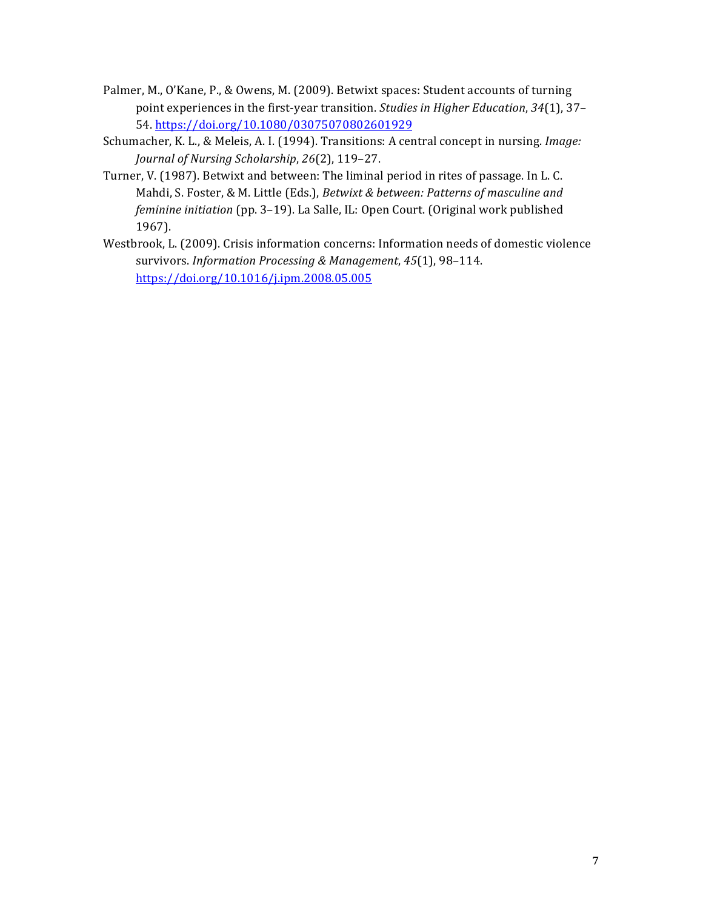Palmer, M., O'Kane, P., & Owens, M. (2009). Betwixt spaces: Student accounts of turning point experiences in the first-year transition. *Studies in Higher Education*, *34*(1), 37–54. https://doi.org/10.1080/03075070802601929

Schumacher, K. L., & Meleis, A. I. (1994). Transitions: A central concept in nursing. *Image: Journal of Nursing Scholarship*, *26*(2), 119–27.

Turner, V. (1987). Betwixt and between: The liminal period in rites of passage. In L. C. Mahdi, S. Foster, & M. Little (Eds.), *Betwixt & between: Patterns of masculine and feminine initiation* (pp. 3–19). La Salle, IL: Open Court. (Original work published 1967).

Westbrook, L. (2009). Crisis information concerns: Information needs of domestic violence survivors. *Information Processing & Management*, *45*(1), 98–114. https://doi.org/10.1016/j.ipm.2008.05.005